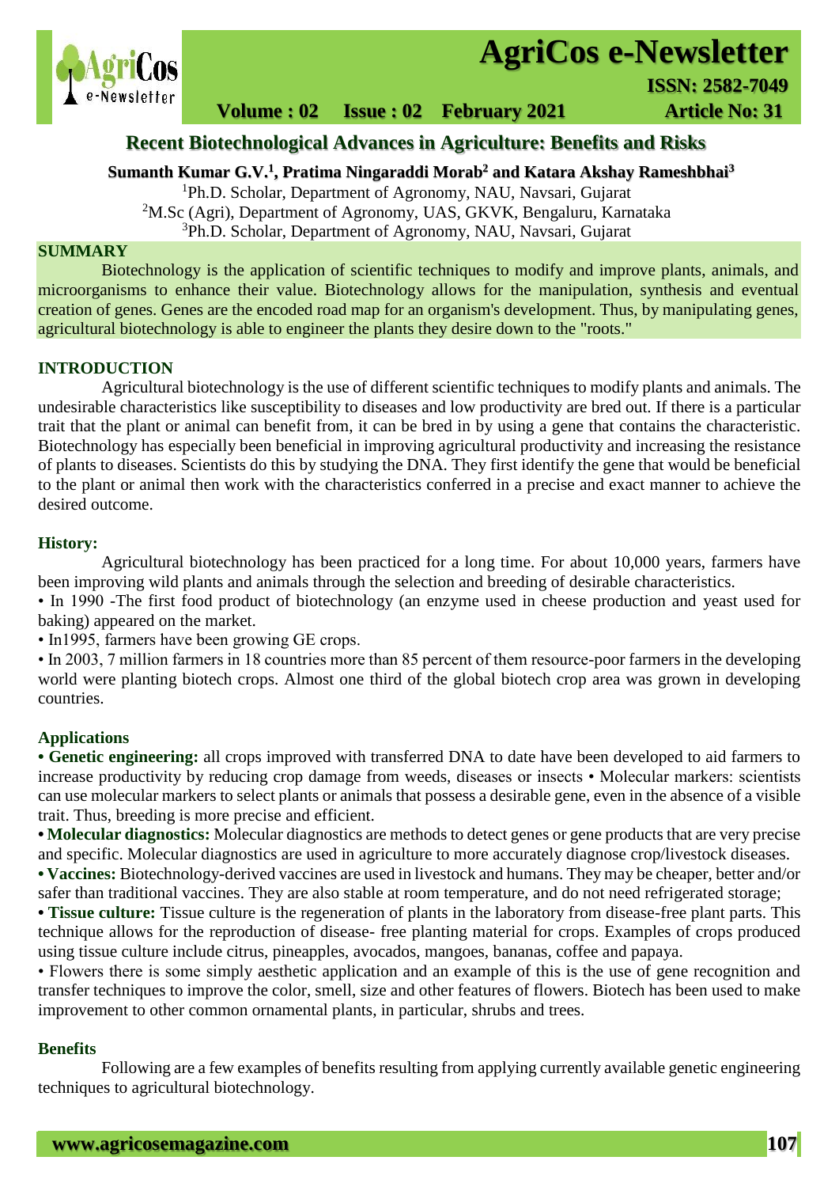# Recent Biotechnological Advances in Agriculture: Benefits and Risks

**Sumanth Kumar G.V.[1], Pratima Ningaraddi Morab[2] and Katara Akshay Rameshbhai[3]**

[1]Ph.D. Scholar, Department of Agronomy, NAU, Navsari, Gujarat
[2]M.Sc (Agri), Department of Agronomy, UAS, GKVK, Bengaluru, Karnataka
[3]Ph.D. Scholar, Department of Agronomy, NAU, Navsari, Gujarat

## SUMMARY

Biotechnology is the application of scientific techniques to modify and improve plants, animals, and microorganisms to enhance their value. Biotechnology allows for the manipulation, synthesis and eventual creation of genes. Genes are the encoded road map for an organism's development. Thus, by manipulating genes, agricultural biotechnology is able to engineer the plants they desire down to the "roots."

## INTRODUCTION

Agricultural biotechnology is the use of different scientific techniques to modify plants and animals. The undesirable characteristics like susceptibility to diseases and low productivity are bred out. If there is a particular trait that the plant or animal can benefit from, it can be bred in by using a gene that contains the characteristic. Biotechnology has especially been beneficial in improving agricultural productivity and increasing the resistance of plants to diseases. Scientists do this by studying the DNA. They first identify the gene that would be beneficial to the plant or animal then work with the characteristics conferred in a precise and exact manner to achieve the desired outcome.

### History:

Agricultural biotechnology has been practiced for a long time. For about 10,000 years, farmers have been improving wild plants and animals through the selection and breeding of desirable characteristics.

- In 1990 -The first food product of biotechnology (an enzyme used in cheese production and yeast used for baking) appeared on the market.
- In1995, farmers have been growing GE crops.
- In 2003, 7 million farmers in 18 countries more than 85 percent of them resource-poor farmers in the developing world were planting biotech crops. Almost one third of the global biotech crop area was grown in developing countries.

### Applications

- **Genetic engineering:** all crops improved with transferred DNA to date have been developed to aid farmers to increase productivity by reducing crop damage from weeds, diseases or insects • Molecular markers: scientists can use molecular markers to select plants or animals that possess a desirable gene, even in the absence of a visible trait. Thus, breeding is more precise and efficient.
- **Molecular diagnostics:** Molecular diagnostics are methods to detect genes or gene products that are very precise and specific. Molecular diagnostics are used in agriculture to more accurately diagnose crop/livestock diseases.
- **Vaccines:** Biotechnology-derived vaccines are used in livestock and humans. They may be cheaper, better and/or safer than traditional vaccines. They are also stable at room temperature, and do not need refrigerated storage;
- **Tissue culture:** Tissue culture is the regeneration of plants in the laboratory from disease-free plant parts. This technique allows for the reproduction of disease- free planting material for crops. Examples of crops produced using tissue culture include citrus, pineapples, avocados, mangoes, bananas, coffee and papaya.
- Flowers there is some simply aesthetic application and an example of this is the use of gene recognition and transfer techniques to improve the color, smell, size and other features of flowers. Biotech has been used to make improvement to other common ornamental plants, in particular, shrubs and trees.

### Benefits

Following are a few examples of benefits resulting from applying currently available genetic engineering techniques to agricultural biotechnology.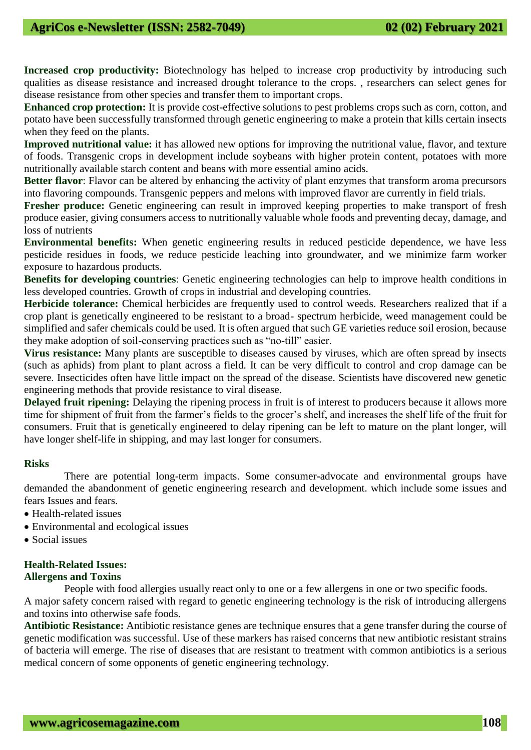**Increased crop productivity:** Biotechnology has helped to increase crop productivity by introducing such qualities as disease resistance and increased drought tolerance to the crops. , researchers can select genes for disease resistance from other species and transfer them to important crops.

**Enhanced crop protection:** It is provide cost-effective solutions to pest problems crops such as corn, cotton, and potato have been successfully transformed through genetic engineering to make a protein that kills certain insects when they feed on the plants.

**Improved nutritional value:** it has allowed new options for improving the nutritional value, flavor, and texture of foods. Transgenic crops in development include soybeans with higher protein content, potatoes with more nutritionally available starch content and beans with more essential amino acids.

**Better flavor**: Flavor can be altered by enhancing the activity of plant enzymes that transform aroma precursors into flavoring compounds. Transgenic peppers and melons with improved flavor are currently in field trials.

**Fresher produce:** Genetic engineering can result in improved keeping properties to make transport of fresh produce easier, giving consumers access to nutritionally valuable whole foods and preventing decay, damage, and loss of nutrients

**Environmental benefits:** When genetic engineering results in reduced pesticide dependence, we have less pesticide residues in foods, we reduce pesticide leaching into groundwater, and we minimize farm worker exposure to hazardous products.

**Benefits for developing countries**: Genetic engineering technologies can help to improve health conditions in less developed countries. Growth of crops in industrial and developing countries.

**Herbicide tolerance:** Chemical herbicides are frequently used to control weeds. Researchers realized that if a crop plant is genetically engineered to be resistant to a broad- spectrum herbicide, weed management could be simplified and safer chemicals could be used. It is often argued that such GE varieties reduce soil erosion, because they make adoption of soil-conserving practices such as "no-till" easier.

**Virus resistance:** Many plants are susceptible to diseases caused by viruses, which are often spread by insects (such as aphids) from plant to plant across a field. It can be very difficult to control and crop damage can be severe. Insecticides often have little impact on the spread of the disease. Scientists have discovered new genetic engineering methods that provide resistance to viral disease.

**Delayed fruit ripening:** Delaying the ripening process in fruit is of interest to producers because it allows more time for shipment of fruit from the farmer's fields to the grocer's shelf, and increases the shelf life of the fruit for consumers. Fruit that is genetically engineered to delay ripening can be left to mature on the plant longer, will have longer shelf-life in shipping, and may last longer for consumers.

## Risks

There are potential long-term impacts. Some consumer-advocate and environmental groups have demanded the abandonment of genetic engineering research and development. which include some issues and fears Issues and fears.

- Health-related issues
- Environmental and ecological issues
- Social issues

### Health-Related Issues:

#### Allergens and Toxins

People with food allergies usually react only to one or a few allergens in one or two specific foods. A major safety concern raised with regard to genetic engineering technology is the risk of introducing allergens and toxins into otherwise safe foods.

**Antibiotic Resistance:** Antibiotic resistance genes are technique ensures that a gene transfer during the course of genetic modification was successful. Use of these markers has raised concerns that new antibiotic resistant strains of bacteria will emerge. The rise of diseases that are resistant to treatment with common antibiotics is a serious medical concern of some opponents of genetic engineering technology.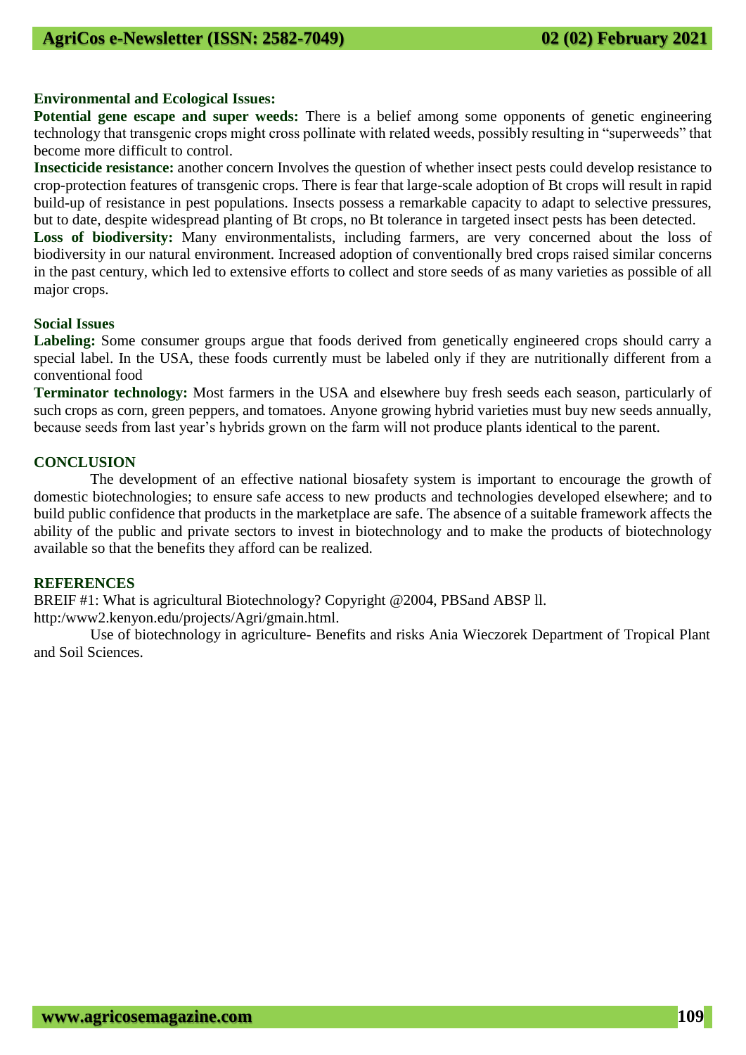### Environmental and Ecological Issues:

**Potential gene escape and super weeds:** There is a belief among some opponents of genetic engineering technology that transgenic crops might cross pollinate with related weeds, possibly resulting in "superweeds" that become more difficult to control.

**Insecticide resistance:** another concern Involves the question of whether insect pests could develop resistance to crop-protection features of transgenic crops. There is fear that large-scale adoption of Bt crops will result in rapid build-up of resistance in pest populations. Insects possess a remarkable capacity to adapt to selective pressures, but to date, despite widespread planting of Bt crops, no Bt tolerance in targeted insect pests has been detected.

**Loss of biodiversity:** Many environmentalists, including farmers, are very concerned about the loss of biodiversity in our natural environment. Increased adoption of conventionally bred crops raised similar concerns in the past century, which led to extensive efforts to collect and store seeds of as many varieties as possible of all major crops.

### Social Issues

**Labeling:** Some consumer groups argue that foods derived from genetically engineered crops should carry a special label. In the USA, these foods currently must be labeled only if they are nutritionally different from a conventional food

**Terminator technology:** Most farmers in the USA and elsewhere buy fresh seeds each season, particularly of such crops as corn, green peppers, and tomatoes. Anyone growing hybrid varieties must buy new seeds annually, because seeds from last year's hybrids grown on the farm will not produce plants identical to the parent.

## CONCLUSION

The development of an effective national biosafety system is important to encourage the growth of domestic biotechnologies; to ensure safe access to new products and technologies developed elsewhere; and to build public confidence that products in the marketplace are safe. The absence of a suitable framework affects the ability of the public and private sectors to invest in biotechnology and to make the products of biotechnology available so that the benefits they afford can be realized.

## REFERENCES

BREIF #1: What is agricultural Biotechnology? Copyright @2004, PBSand ABSP ll. http:/www2.kenyon.edu/projects/Agri/gmain.html.

Use of biotechnology in agriculture- Benefits and risks Ania Wieczorek Department of Tropical Plant and Soil Sciences.